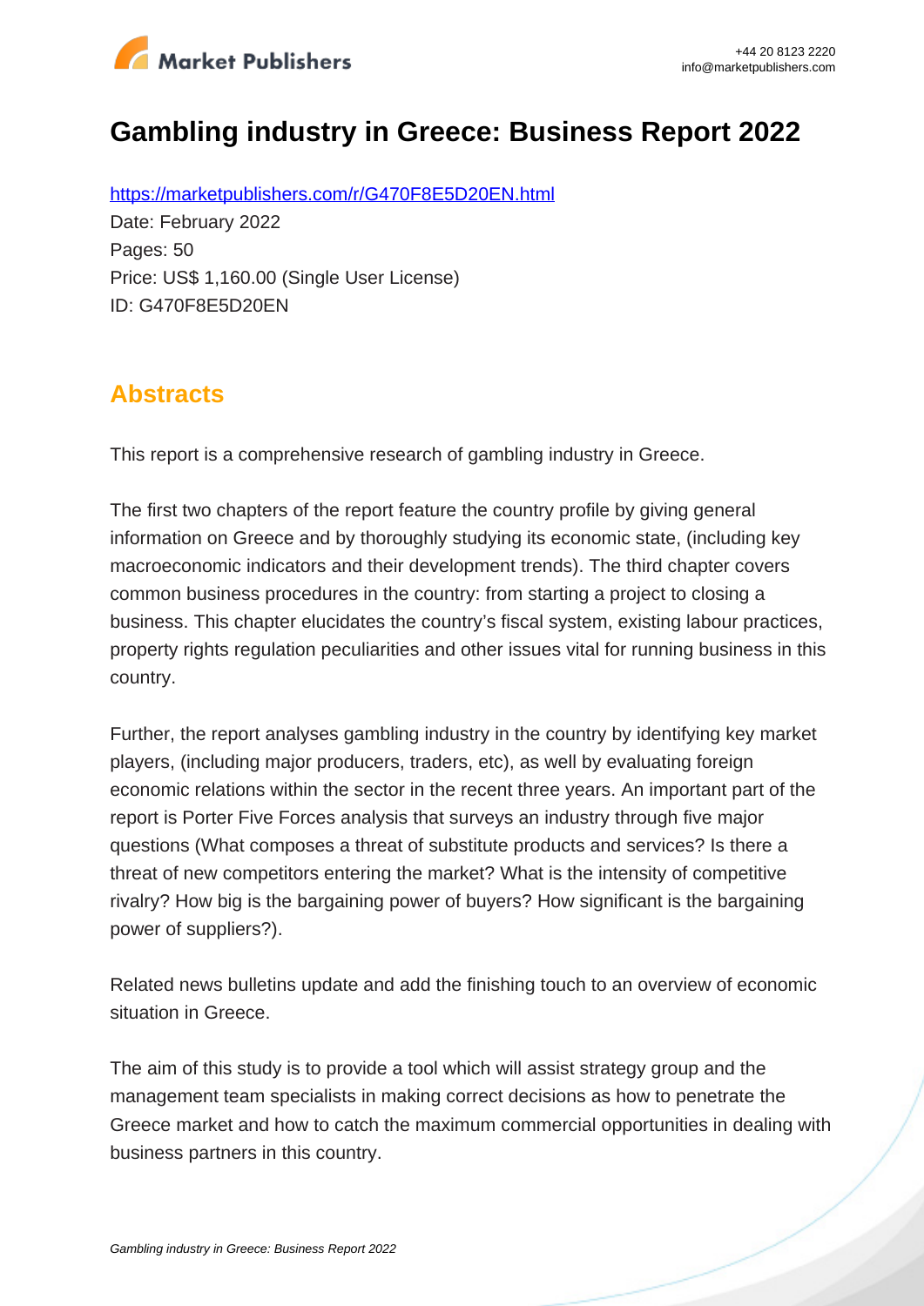# Gambling industry in Greece: Business Report 2022

https://marketpublishers.com/r/G470F8E5D20EN.html

Date: February 2022

Pages: 50

Price: US$ 1,160.00 (Single User License)

ID: G470F8E5D20EN

## Abstracts

This report is a comprehensive research of gambling industry in Greece.

The first two chapters of the report feature the country profile by giving general information on Greece and by thoroughly studying its economic state, (including key macroeconomic indicators and their development trends). The third chapter covers common business procedures in the country: from starting a project to closing a business. This chapter elucidates the country's fiscal system, existing labour practices, property rights regulation peculiarities and other issues vital for running business in this country.

Further, the report analyses gambling industry in the country by identifying key market players, (including major producers, traders, etc), as well by evaluating foreign economic relations within the sector in the recent three years. An important part of the report is Porter Five Forces analysis that surveys an industry through five major questions (What composes a threat of substitute products and services? Is there a threat of new competitors entering the market? What is the intensity of competitive rivalry? How big is the bargaining power of buyers? How significant is the bargaining power of suppliers?).

Related news bulletins update and add the finishing touch to an overview of economic situation in Greece.

The aim of this study is to provide a tool which will assist strategy group and the management team specialists in making correct decisions as how to penetrate the Greece market and how to catch the maximum commercial opportunities in dealing with business partners in this country.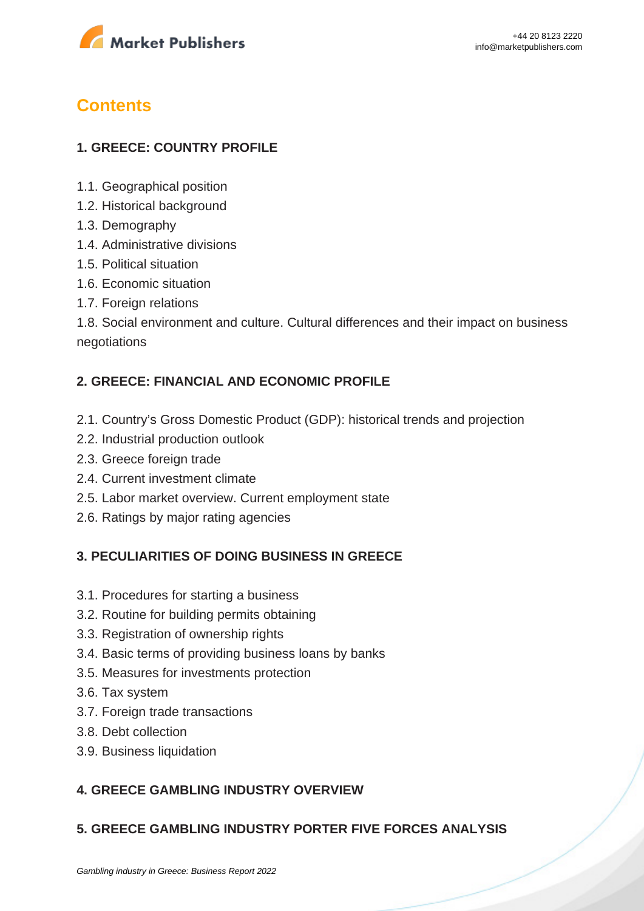## Contents

### 1. GREECE: COUNTRY PROFILE

1.1. Geographical position
1.2. Historical background
1.3. Demography
1.4. Administrative divisions
1.5. Political situation
1.6. Economic situation
1.7. Foreign relations
1.8. Social environment and culture. Cultural differences and their impact on business negotiations

### 2. GREECE: FINANCIAL AND ECONOMIC PROFILE

2.1. Country's Gross Domestic Product (GDP): historical trends and projection
2.2. Industrial production outlook
2.3. Greece foreign trade
2.4. Current investment climate
2.5. Labor market overview. Current employment state
2.6. Ratings by major rating agencies

### 3. PECULIARITIES OF DOING BUSINESS IN GREECE

3.1. Procedures for starting a business
3.2. Routine for building permits obtaining
3.3. Registration of ownership rights
3.4. Basic terms of providing business loans by banks
3.5. Measures for investments protection
3.6. Tax system
3.7. Foreign trade transactions
3.8. Debt collection
3.9. Business liquidation

### 4. GREECE GAMBLING INDUSTRY OVERVIEW

### 5. GREECE GAMBLING INDUSTRY PORTER FIVE FORCES ANALYSIS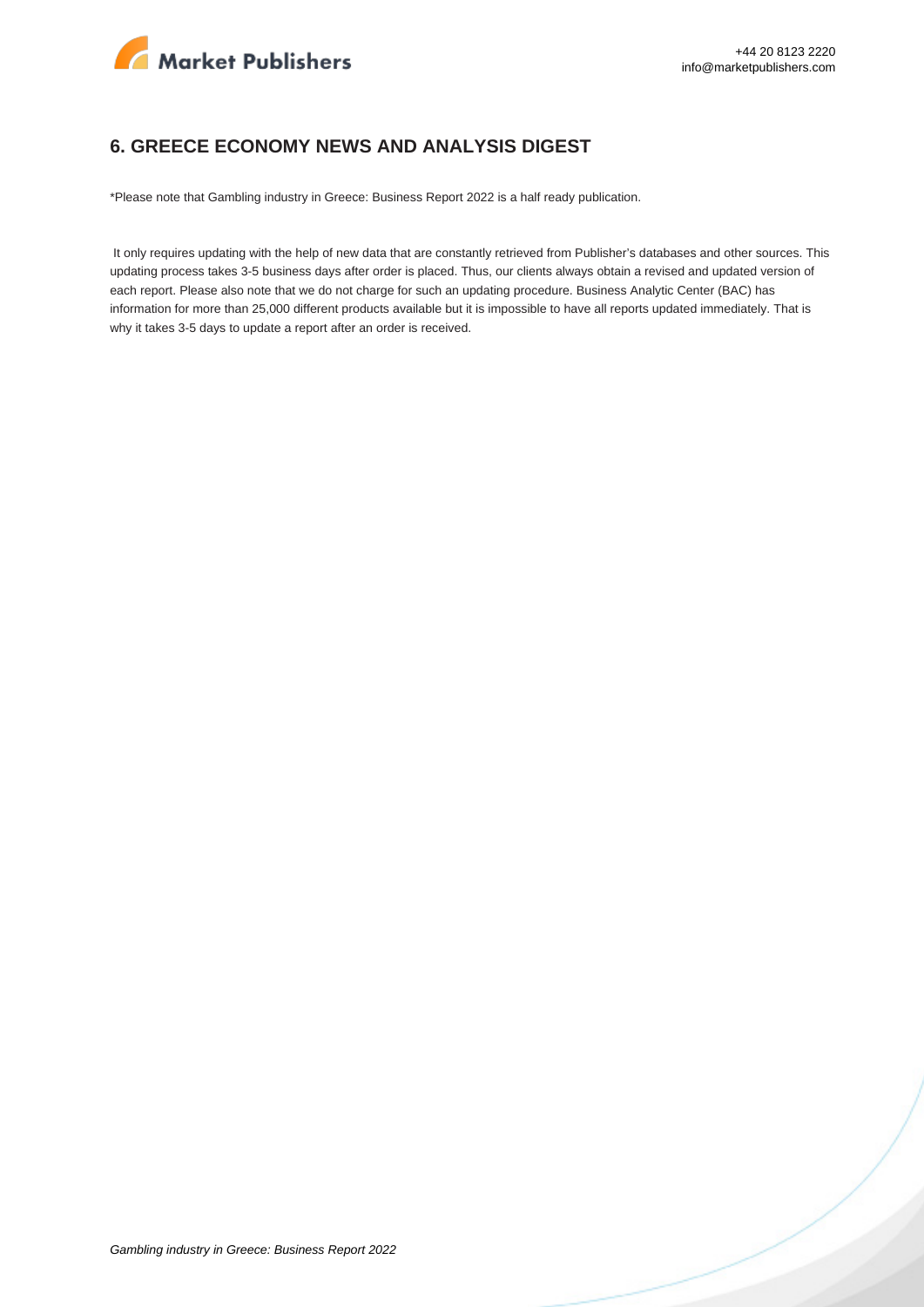## 6. GREECE ECONOMY NEWS AND ANALYSIS DIGEST

*Please note that Gambling industry in Greece: Business Report 2022 is a half ready publication.

It only requires updating with the help of new data that are constantly retrieved from Publisher's databases and other sources. This updating process takes 3-5 business days after order is placed. Thus, our clients always obtain a revised and updated version of each report. Please also note that we do not charge for such an updating procedure. Business Analytic Center (BAC) has information for more than 25,000 different products available but it is impossible to have all reports updated immediately. That is why it takes 3-5 days to update a report after an order is received.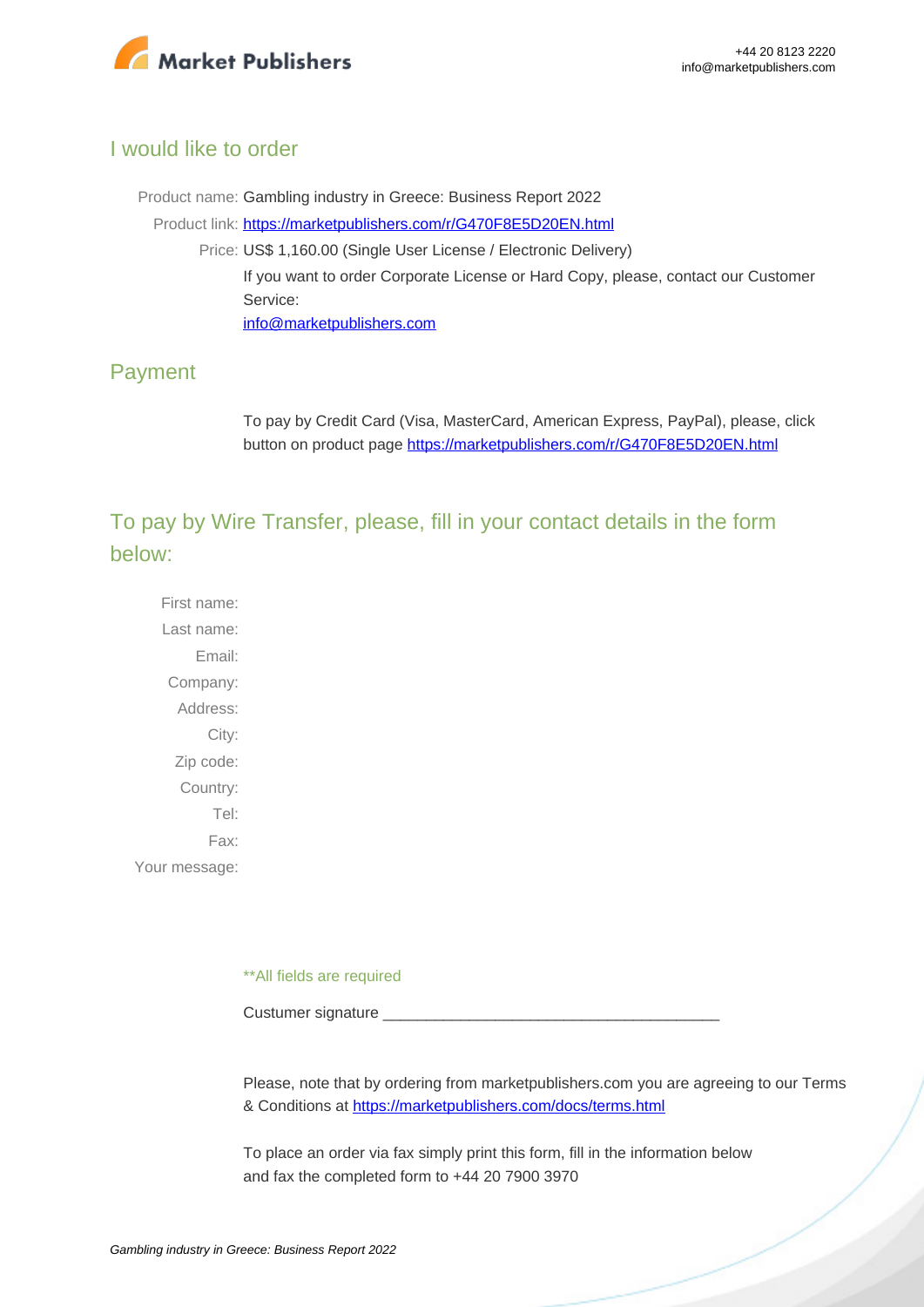## I would like to order

Product name: Gambling industry in Greece: Business Report 2022

Product link: https://marketpublishers.com/r/G470F8E5D20EN.html

Price: US$ 1,160.00 (Single User License / Electronic Delivery)

If you want to order Corporate License or Hard Copy, please, contact our Customer Service:

info@marketpublishers.com

## Payment

To pay by Credit Card (Visa, MasterCard, American Express, PayPal), please, click button on product page https://marketpublishers.com/r/G470F8E5D20EN.html

## To pay by Wire Transfer, please, fill in your contact details in the form below:

First name:

Last name:

Email:

Company:

Address:

City:

Zip code:

Country:

Tel:

Fax:

Your message:

**All fields are required

Custumer signature _______________________________________

Please, note that by ordering from marketpublishers.com you are agreeing to our Terms & Conditions at https://marketpublishers.com/docs/terms.html

To place an order via fax simply print this form, fill in the information below and fax the completed form to +44 20 7900 3970